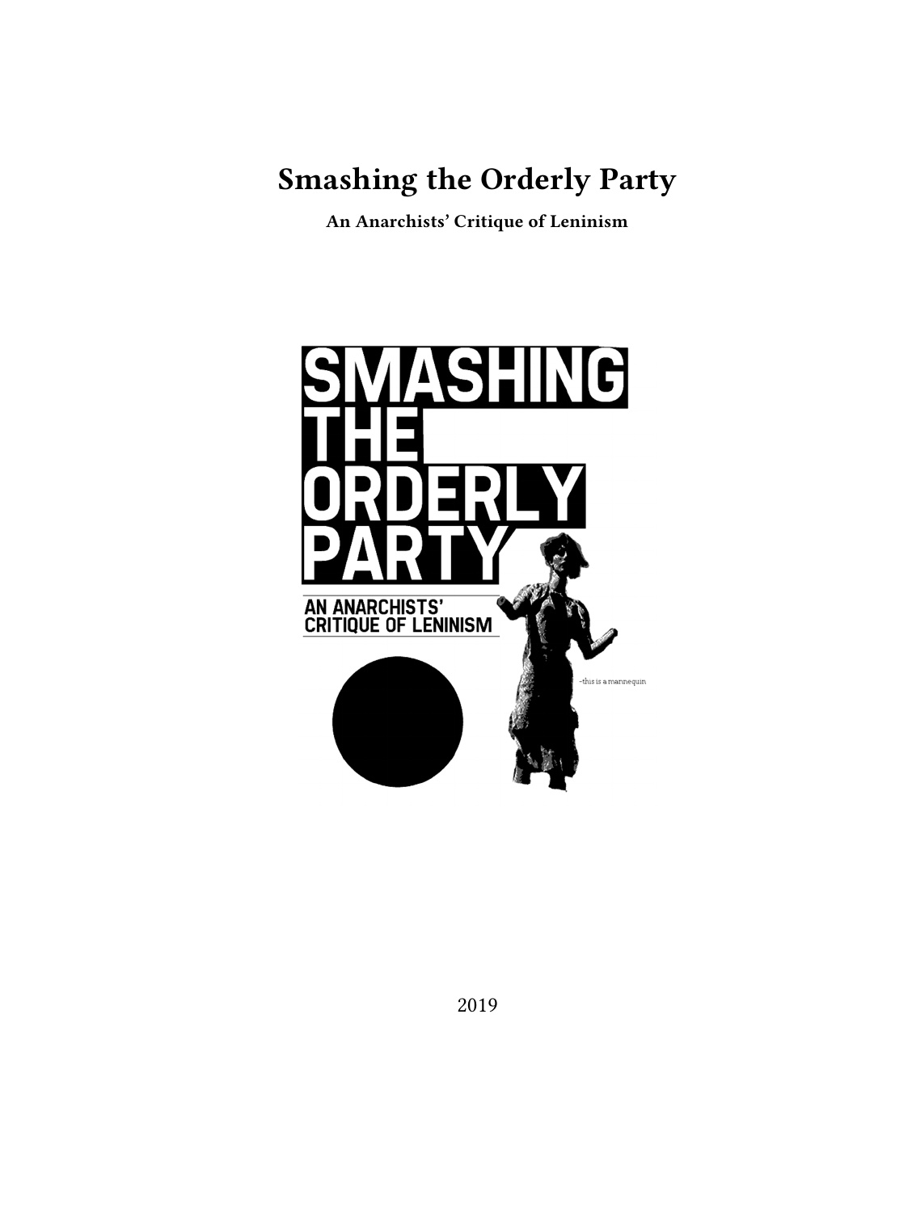# Smashing the Orderly Party

**An Anarchists' Critique of Leninism**

2019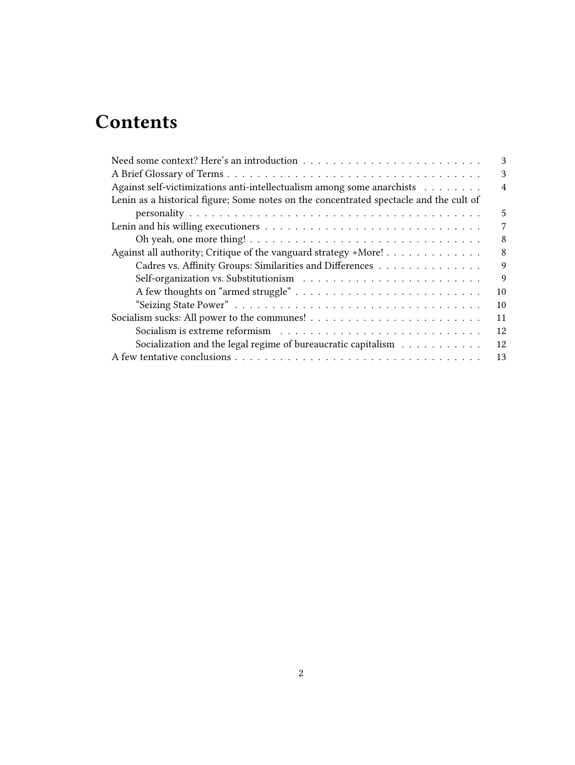# Contents

- Need some context? Here's an introduction . . . . . . . . . . 3
- A Brief Glossary of Terms . . . . . . . . . . 3
- Against self-victimizations anti-intellectualism among some anarchists . . . . . . . . . . 4
- Lenin as a historical figure; Some notes on the concentrated spectacle and the cult of personality . . . . . . . . . . 5
- Lenin and his willing executioners . . . . . . . . . . 7
  - Oh yeah, one more thing! . . . . . . . . . . 8
- Against all authority; Critique of the vanguard strategy +More! . . . . . . . . . . 8
  - Cadres vs. Affinity Groups: Similarities and Differences . . . . . . . . . . 9
  - Self-organization vs. Substitutionism . . . . . . . . . . 9
  - A few thoughts on "armed struggle" . . . . . . . . . . 10
  - "Seizing State Power" . . . . . . . . . . 10
- Socialism sucks: All power to the communes! . . . . . . . . . . 11
  - Socialism is extreme reformism . . . . . . . . . . 12
  - Socialization and the legal regime of bureaucratic capitalism . . . . . . . . . . 12
- A few tentative conclusions . . . . . . . . . . 13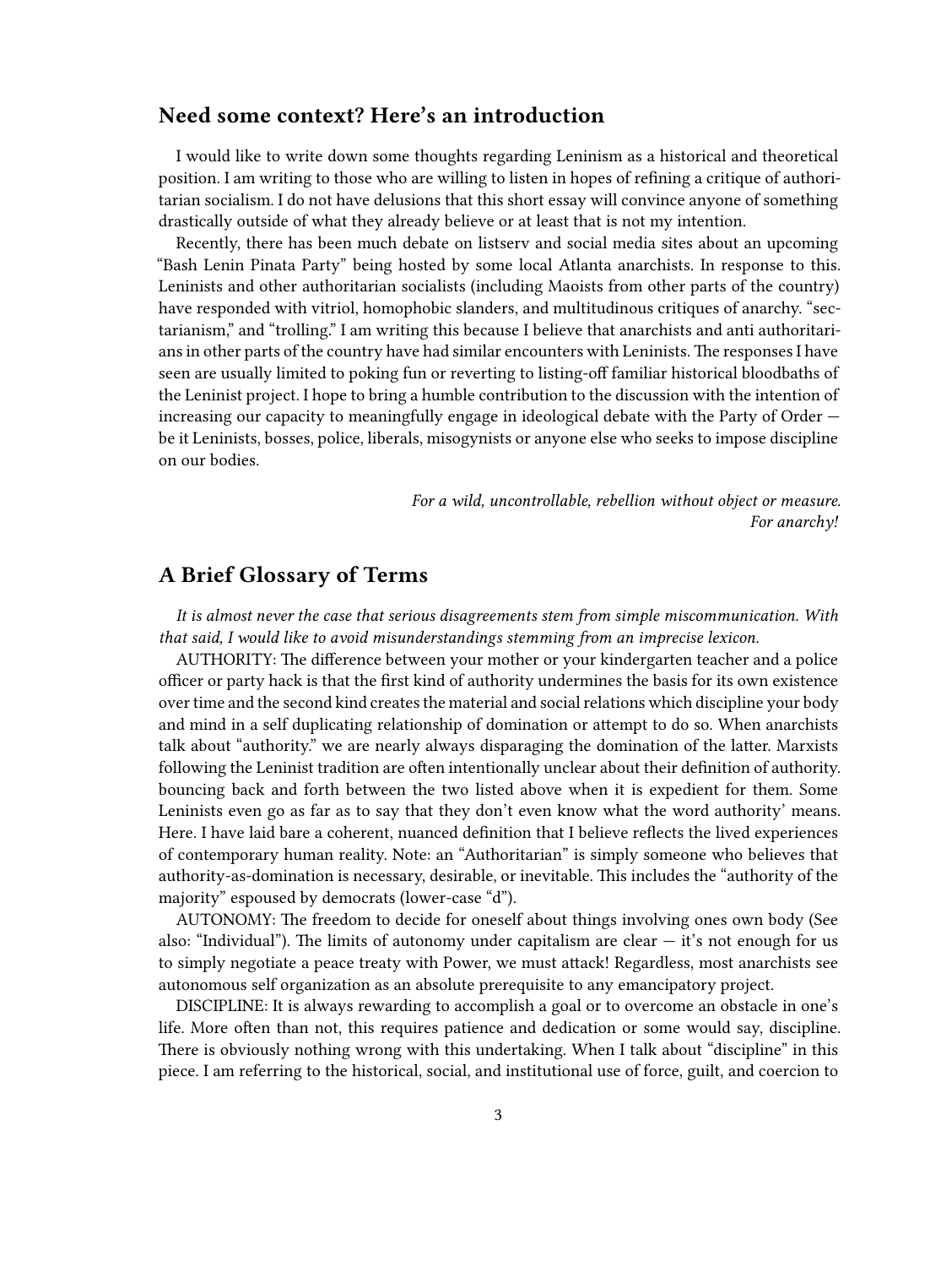## Need some context? Here's an introduction

I would like to write down some thoughts regarding Leninism as a historical and theoretical position. I am writing to those who are willing to listen in hopes of refining a critique of authoritarian socialism. I do not have delusions that this short essay will convince anyone of something drastically outside of what they already believe or at least that is not my intention.

Recently, there has been much debate on listserv and social media sites about an upcoming "Bash Lenin Pinata Party" being hosted by some local Atlanta anarchists. In response to this. Leninists and other authoritarian socialists (including Maoists from other parts of the country) have responded with vitriol, homophobic slanders, and multitudinous critiques of anarchy. "sectarianism," and "trolling." I am writing this because I believe that anarchists and anti authoritarians in other parts of the country have had similar encounters with Leninists. The responses I have seen are usually limited to poking fun or reverting to listing-off familiar historical bloodbaths of the Leninist project. I hope to bring a humble contribution to the discussion with the intention of increasing our capacity to meaningfully engage in ideological debate with the Party of Order — be it Leninists, bosses, police, liberals, misogynists or anyone else who seeks to impose discipline on our bodies.

*For a wild, uncontrollable, rebellion without object or measure.*
*For anarchy!*

## A Brief Glossary of Terms

*It is almost never the case that serious disagreements stem from simple miscommunication. With that said, I would like to avoid misunderstandings stemming from an imprecise lexicon.*

AUTHORITY: The difference between your mother or your kindergarten teacher and a police officer or party hack is that the first kind of authority undermines the basis for its own existence over time and the second kind creates the material and social relations which discipline your body and mind in a self duplicating relationship of domination or attempt to do so. When anarchists talk about "authority." we are nearly always disparaging the domination of the latter. Marxists following the Leninist tradition are often intentionally unclear about their definition of authority. bouncing back and forth between the two listed above when it is expedient for them. Some Leninists even go as far as to say that they don't even know what the word authority' means. Here. I have laid bare a coherent, nuanced definition that I believe reflects the lived experiences of contemporary human reality. Note: an "Authoritarian" is simply someone who believes that authority-as-domination is necessary, desirable, or inevitable. This includes the "authority of the majority" espoused by democrats (lower-case "d").

AUTONOMY: The freedom to decide for oneself about things involving ones own body (See also: "Individual"). The limits of autonomy under capitalism are clear — it's not enough for us to simply negotiate a peace treaty with Power, we must attack! Regardless, most anarchists see autonomous self organization as an absolute prerequisite to any emancipatory project.

DISCIPLINE: It is always rewarding to accomplish a goal or to overcome an obstacle in one's life. More often than not, this requires patience and dedication or some would say, discipline. There is obviously nothing wrong with this undertaking. When I talk about "discipline" in this piece. I am referring to the historical, social, and institutional use of force, guilt, and coercion to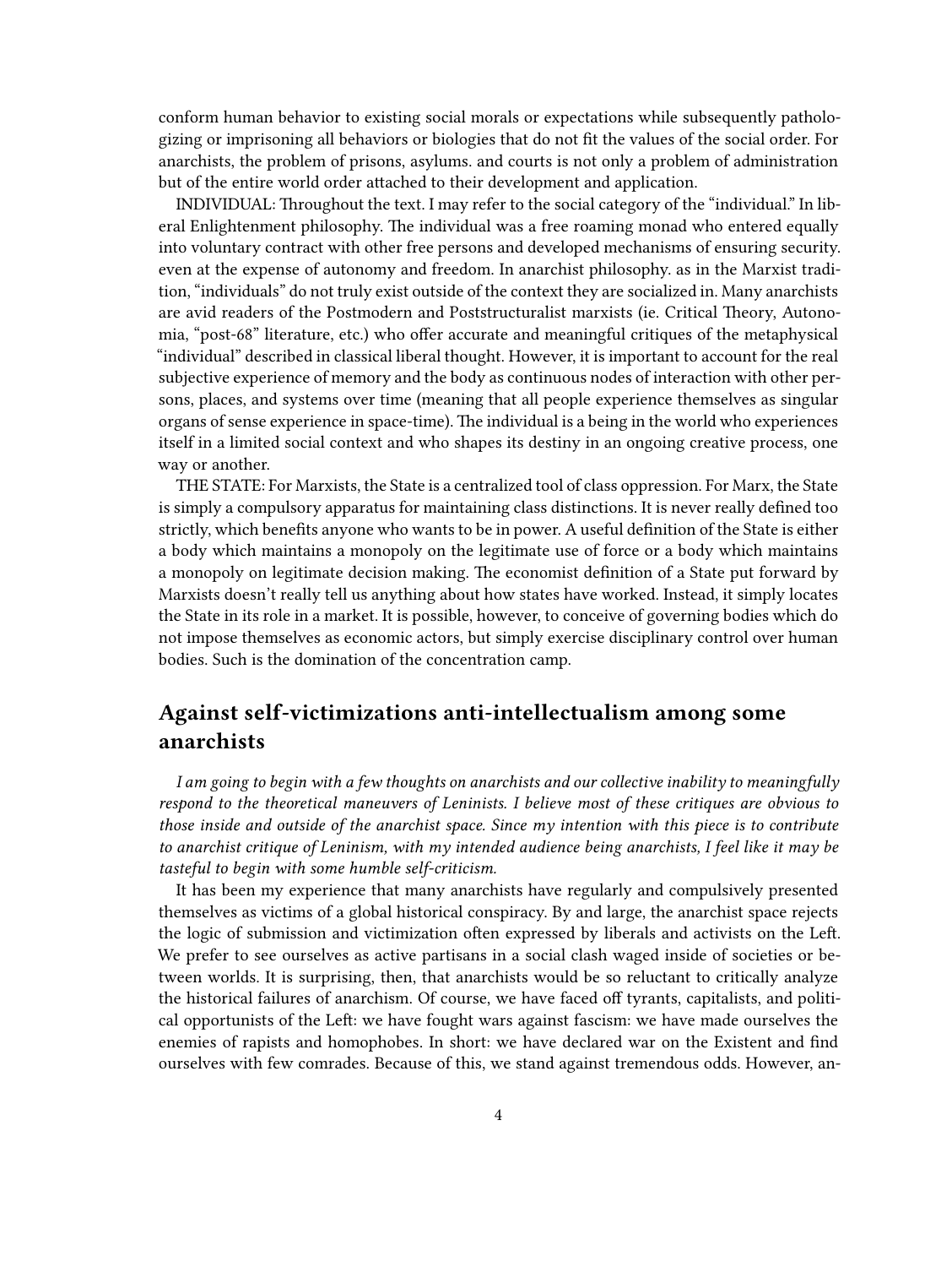conform human behavior to existing social morals or expectations while subsequently pathologizing or imprisoning all behaviors or biologies that do not fit the values of the social order. For anarchists, the problem of prisons, asylums. and courts is not only a problem of administration but of the entire world order attached to their development and application.

INDIVIDUAL: Throughout the text. I may refer to the social category of the "individual." In liberal Enlightenment philosophy. The individual was a free roaming monad who entered equally into voluntary contract with other free persons and developed mechanisms of ensuring security. even at the expense of autonomy and freedom. In anarchist philosophy. as in the Marxist tradition, "individuals" do not truly exist outside of the context they are socialized in. Many anarchists are avid readers of the Postmodern and Poststructuralist marxists (ie. Critical Theory, Autonomia, "post-68" literature, etc.) who offer accurate and meaningful critiques of the metaphysical "individual" described in classical liberal thought. However, it is important to account for the real subjective experience of memory and the body as continuous nodes of interaction with other persons, places, and systems over time (meaning that all people experience themselves as singular organs of sense experience in space-time). The individual is a being in the world who experiences itself in a limited social context and who shapes its destiny in an ongoing creative process, one way or another.

THE STATE: For Marxists, the State is a centralized tool of class oppression. For Marx, the State is simply a compulsory apparatus for maintaining class distinctions. It is never really defined too strictly, which benefits anyone who wants to be in power. A useful definition of the State is either a body which maintains a monopoly on the legitimate use of force or a body which maintains a monopoly on legitimate decision making. The economist definition of a State put forward by Marxists doesn't really tell us anything about how states have worked. Instead, it simply locates the State in its role in a market. It is possible, however, to conceive of governing bodies which do not impose themselves as economic actors, but simply exercise disciplinary control over human bodies. Such is the domination of the concentration camp.

## Against self-victimizations anti-intellectualism among some anarchists

*I am going to begin with a few thoughts on anarchists and our collective inability to meaningfully respond to the theoretical maneuvers of Leninists. I believe most of these critiques are obvious to those inside and outside of the anarchist space. Since my intention with this piece is to contribute to anarchist critique of Leninism, with my intended audience being anarchists, I feel like it may be tasteful to begin with some humble self-criticism.*

It has been my experience that many anarchists have regularly and compulsively presented themselves as victims of a global historical conspiracy. By and large, the anarchist space rejects the logic of submission and victimization often expressed by liberals and activists on the Left. We prefer to see ourselves as active partisans in a social clash waged inside of societies or between worlds. It is surprising, then, that anarchists would be so reluctant to critically analyze the historical failures of anarchism. Of course, we have faced off tyrants, capitalists, and political opportunists of the Left: we have fought wars against fascism: we have made ourselves the enemies of rapists and homophobes. In short: we have declared war on the Existent and find ourselves with few comrades. Because of this, we stand against tremendous odds. However, an-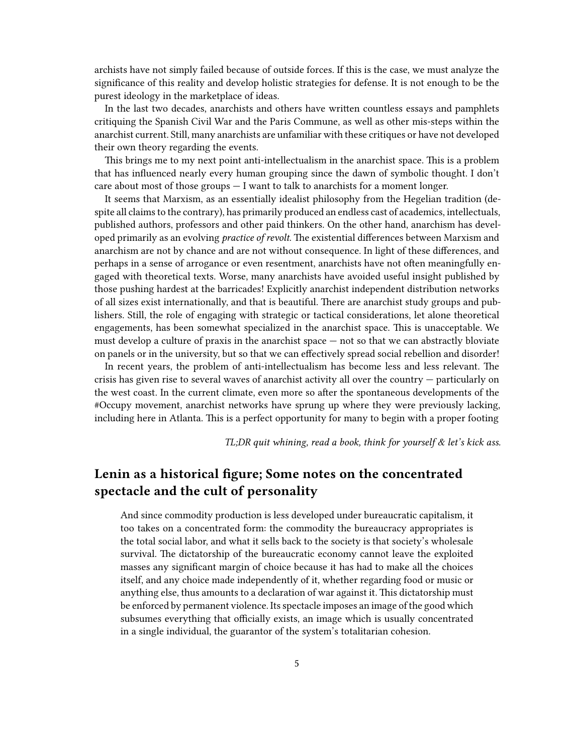archists have not simply failed because of outside forces. If this is the case, we must analyze the significance of this reality and develop holistic strategies for defense. It is not enough to be the purest ideology in the marketplace of ideas.

In the last two decades, anarchists and others have written countless essays and pamphlets critiquing the Spanish Civil War and the Paris Commune, as well as other mis-steps within the anarchist current. Still, many anarchists are unfamiliar with these critiques or have not developed their own theory regarding the events.

This brings me to my next point anti-intellectualism in the anarchist space. This is a problem that has influenced nearly every human grouping since the dawn of symbolic thought. I don't care about most of those groups — I want to talk to anarchists for a moment longer.

It seems that Marxism, as an essentially idealist philosophy from the Hegelian tradition (despite all claims to the contrary), has primarily produced an endless cast of academics, intellectuals, published authors, professors and other paid thinkers. On the other hand, anarchism has developed primarily as an evolving *practice of revolt*. The existential differences between Marxism and anarchism are not by chance and are not without consequence. In light of these differences, and perhaps in a sense of arrogance or even resentment, anarchists have not often meaningfully engaged with theoretical texts. Worse, many anarchists have avoided useful insight published by those pushing hardest at the barricades! Explicitly anarchist independent distribution networks of all sizes exist internationally, and that is beautiful. There are anarchist study groups and publishers. Still, the role of engaging with strategic or tactical considerations, let alone theoretical engagements, has been somewhat specialized in the anarchist space. This is unacceptable. We must develop a culture of praxis in the anarchist space — not so that we can abstractly bloviate on panels or in the university, but so that we can effectively spread social rebellion and disorder!

In recent years, the problem of anti-intellectualism has become less and less relevant. The crisis has given rise to several waves of anarchist activity all over the country — particularly on the west coast. In the current climate, even more so after the spontaneous developments of the #Occupy movement, anarchist networks have sprung up where they were previously lacking, including here in Atlanta. This is a perfect opportunity for many to begin with a proper footing

*TL;DR quit whining, read a book, think for yourself & let's kick ass.*

## Lenin as a historical figure; Some notes on the concentrated spectacle and the cult of personality

> And since commodity production is less developed under bureaucratic capitalism, it too takes on a concentrated form: the commodity the bureaucracy appropriates is the total social labor, and what it sells back to the society is that society's wholesale survival. The dictatorship of the bureaucratic economy cannot leave the exploited masses any significant margin of choice because it has had to make all the choices itself, and any choice made independently of it, whether regarding food or music or anything else, thus amounts to a declaration of war against it. This dictatorship must be enforced by permanent violence. Its spectacle imposes an image of the good which subsumes everything that officially exists, an image which is usually concentrated in a single individual, the guarantor of the system's totalitarian cohesion.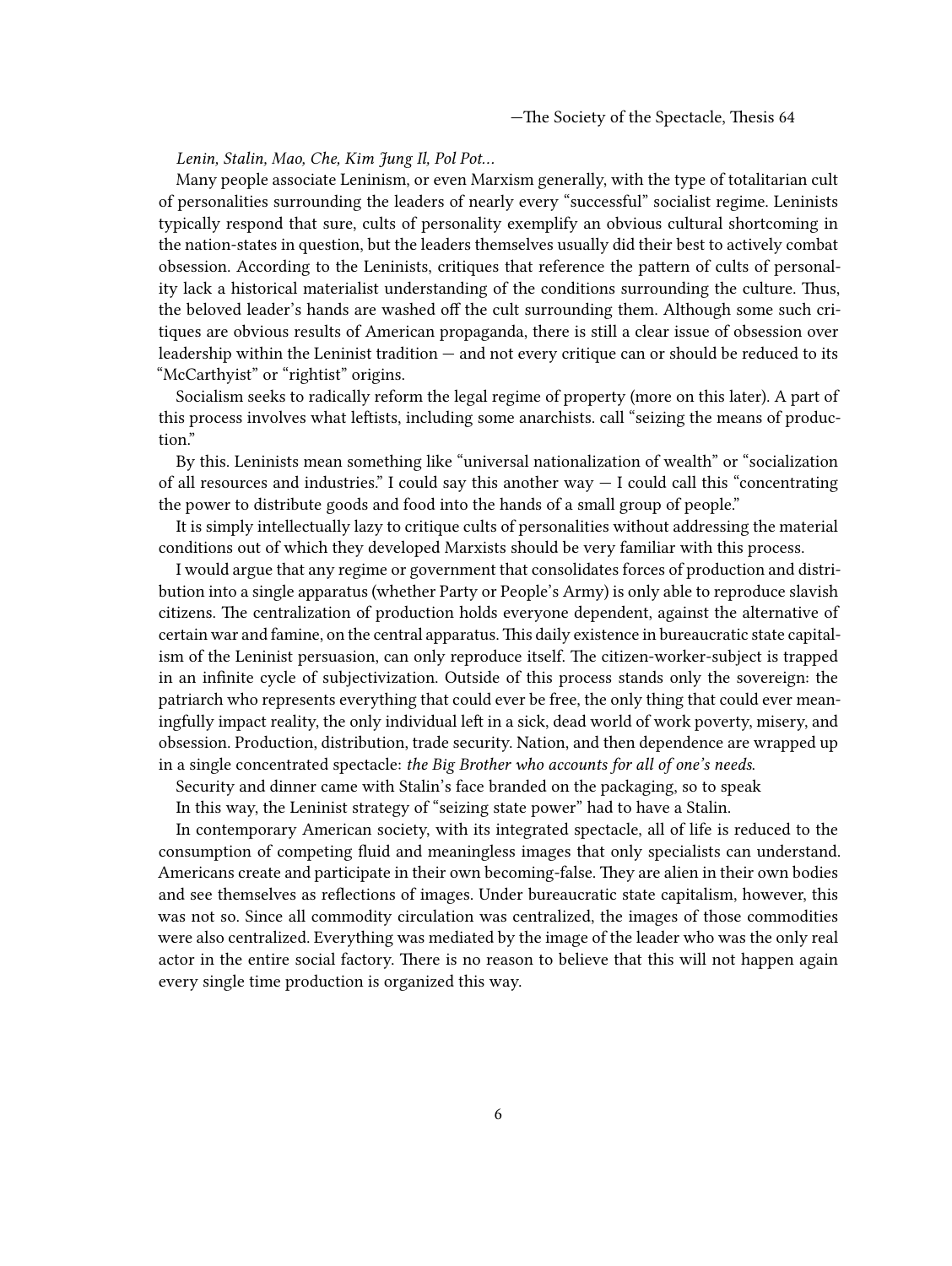—The Society of the Spectacle, Thesis 64

*Lenin, Stalin, Mao, Che, Kim Jung Il, Pol Pot…*

Many people associate Leninism, or even Marxism generally, with the type of totalitarian cult of personalities surrounding the leaders of nearly every "successful" socialist regime. Leninists typically respond that sure, cults of personality exemplify an obvious cultural shortcoming in the nation-states in question, but the leaders themselves usually did their best to actively combat obsession. According to the Leninists, critiques that reference the pattern of cults of personality lack a historical materialist understanding of the conditions surrounding the culture. Thus, the beloved leader's hands are washed off the cult surrounding them. Although some such critiques are obvious results of American propaganda, there is still a clear issue of obsession over leadership within the Leninist tradition — and not every critique can or should be reduced to its "McCarthyist" or "rightist" origins.

Socialism seeks to radically reform the legal regime of property (more on this later). A part of this process involves what leftists, including some anarchists. call "seizing the means of production."

By this. Leninists mean something like "universal nationalization of wealth" or "socialization of all resources and industries." I could say this another way — I could call this "concentrating the power to distribute goods and food into the hands of a small group of people."

It is simply intellectually lazy to critique cults of personalities without addressing the material conditions out of which they developed Marxists should be very familiar with this process.

I would argue that any regime or government that consolidates forces of production and distribution into a single apparatus (whether Party or People's Army) is only able to reproduce slavish citizens. The centralization of production holds everyone dependent, against the alternative of certain war and famine, on the central apparatus. This daily existence in bureaucratic state capitalism of the Leninist persuasion, can only reproduce itself. The citizen-worker-subject is trapped in an infinite cycle of subjectivization. Outside of this process stands only the sovereign: the patriarch who represents everything that could ever be free, the only thing that could ever meaningfully impact reality, the only individual left in a sick, dead world of work poverty, misery, and obsession. Production, distribution, trade security. Nation, and then dependence are wrapped up in a single concentrated spectacle: *the Big Brother who accounts for all of one's needs.*

Security and dinner came with Stalin's face branded on the packaging, so to speak

In this way, the Leninist strategy of "seizing state power" had to have a Stalin.

In contemporary American society, with its integrated spectacle, all of life is reduced to the consumption of competing fluid and meaningless images that only specialists can understand. Americans create and participate in their own becoming-false. They are alien in their own bodies and see themselves as reflections of images. Under bureaucratic state capitalism, however, this was not so. Since all commodity circulation was centralized, the images of those commodities were also centralized. Everything was mediated by the image of the leader who was the only real actor in the entire social factory. There is no reason to believe that this will not happen again every single time production is organized this way.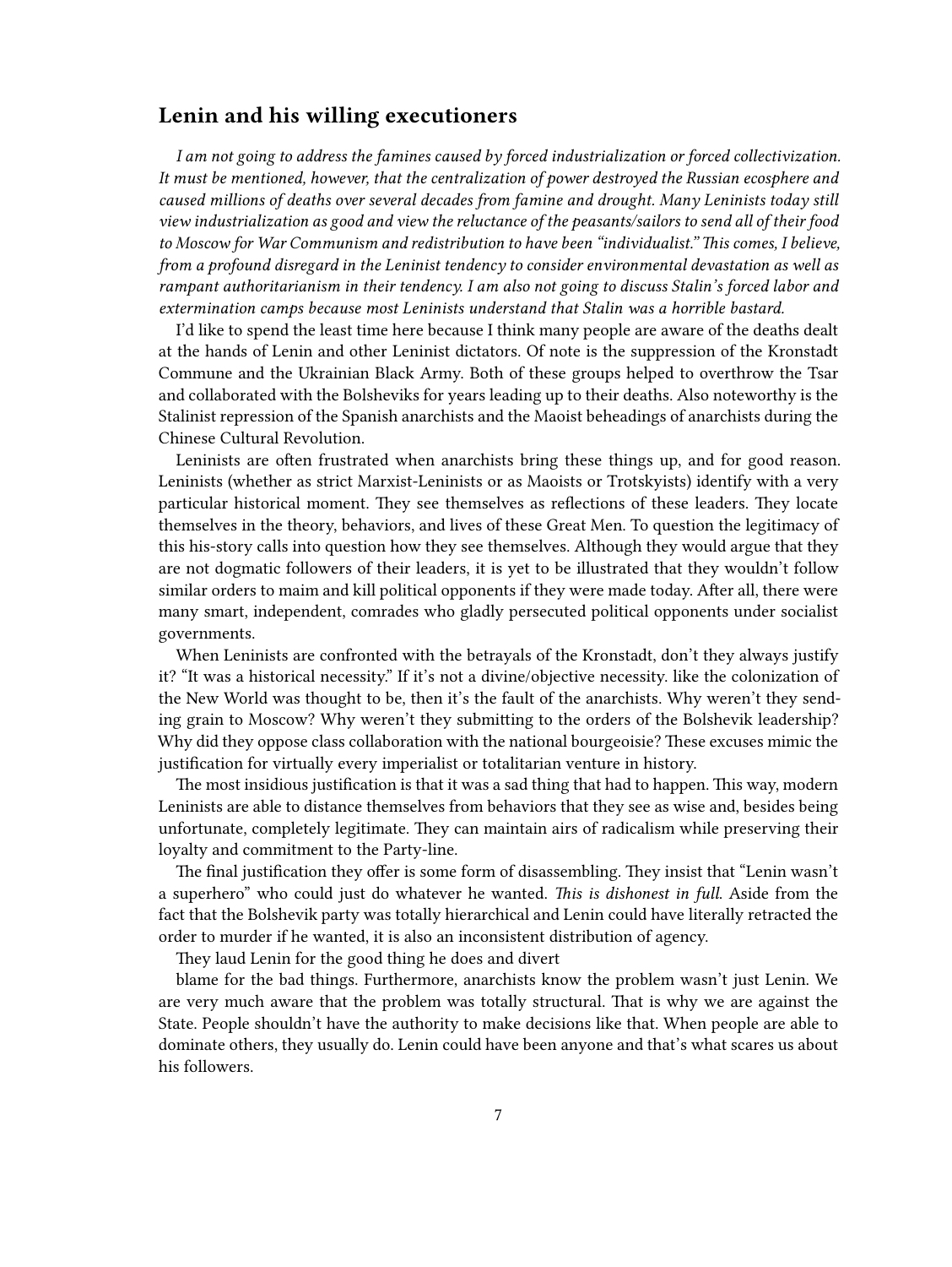## Lenin and his willing executioners

*I am not going to address the famines caused by forced industrialization or forced collectivization. It must be mentioned, however, that the centralization of power destroyed the Russian ecosphere and caused millions of deaths over several decades from famine and drought. Many Leninists today still view industrialization as good and view the reluctance of the peasants/sailors to send all of their food to Moscow for War Communism and redistribution to have been "individualist." This comes, I believe, from a profound disregard in the Leninist tendency to consider environmental devastation as well as rampant authoritarianism in their tendency. I am also not going to discuss Stalin's forced labor and extermination camps because most Leninists understand that Stalin was a horrible bastard.*

I'd like to spend the least time here because I think many people are aware of the deaths dealt at the hands of Lenin and other Leninist dictators. Of note is the suppression of the Kronstadt Commune and the Ukrainian Black Army. Both of these groups helped to overthrow the Tsar and collaborated with the Bolsheviks for years leading up to their deaths. Also noteworthy is the Stalinist repression of the Spanish anarchists and the Maoist beheadings of anarchists during the Chinese Cultural Revolution.

Leninists are often frustrated when anarchists bring these things up, and for good reason. Leninists (whether as strict Marxist-Leninists or as Maoists or Trotskyists) identify with a very particular historical moment. They see themselves as reflections of these leaders. They locate themselves in the theory, behaviors, and lives of these Great Men. To question the legitimacy of this his-story calls into question how they see themselves. Although they would argue that they are not dogmatic followers of their leaders, it is yet to be illustrated that they wouldn't follow similar orders to maim and kill political opponents if they were made today. After all, there were many smart, independent, comrades who gladly persecuted political opponents under socialist governments.

When Leninists are confronted with the betrayals of the Kronstadt, don't they always justify it? "It was a historical necessity." If it's not a divine/objective necessity. like the colonization of the New World was thought to be, then it's the fault of the anarchists. Why weren't they sending grain to Moscow? Why weren't they submitting to the orders of the Bolshevik leadership? Why did they oppose class collaboration with the national bourgeoisie? These excuses mimic the justification for virtually every imperialist or totalitarian venture in history.

The most insidious justification is that it was a sad thing that had to happen. This way, modern Leninists are able to distance themselves from behaviors that they see as wise and, besides being unfortunate, completely legitimate. They can maintain airs of radicalism while preserving their loyalty and commitment to the Party-line.

The final justification they offer is some form of disassembling. They insist that "Lenin wasn't a superhero" who could just do whatever he wanted. *This is dishonest in full.* Aside from the fact that the Bolshevik party was totally hierarchical and Lenin could have literally retracted the order to murder if he wanted, it is also an inconsistent distribution of agency.

They laud Lenin for the good thing he does and divert blame for the bad things. Furthermore, anarchists know the problem wasn't just Lenin. We are very much aware that the problem was totally structural. That is why we are against the State. People shouldn't have the authority to make decisions like that. When people are able to dominate others, they usually do. Lenin could have been anyone and that's what scares us about his followers.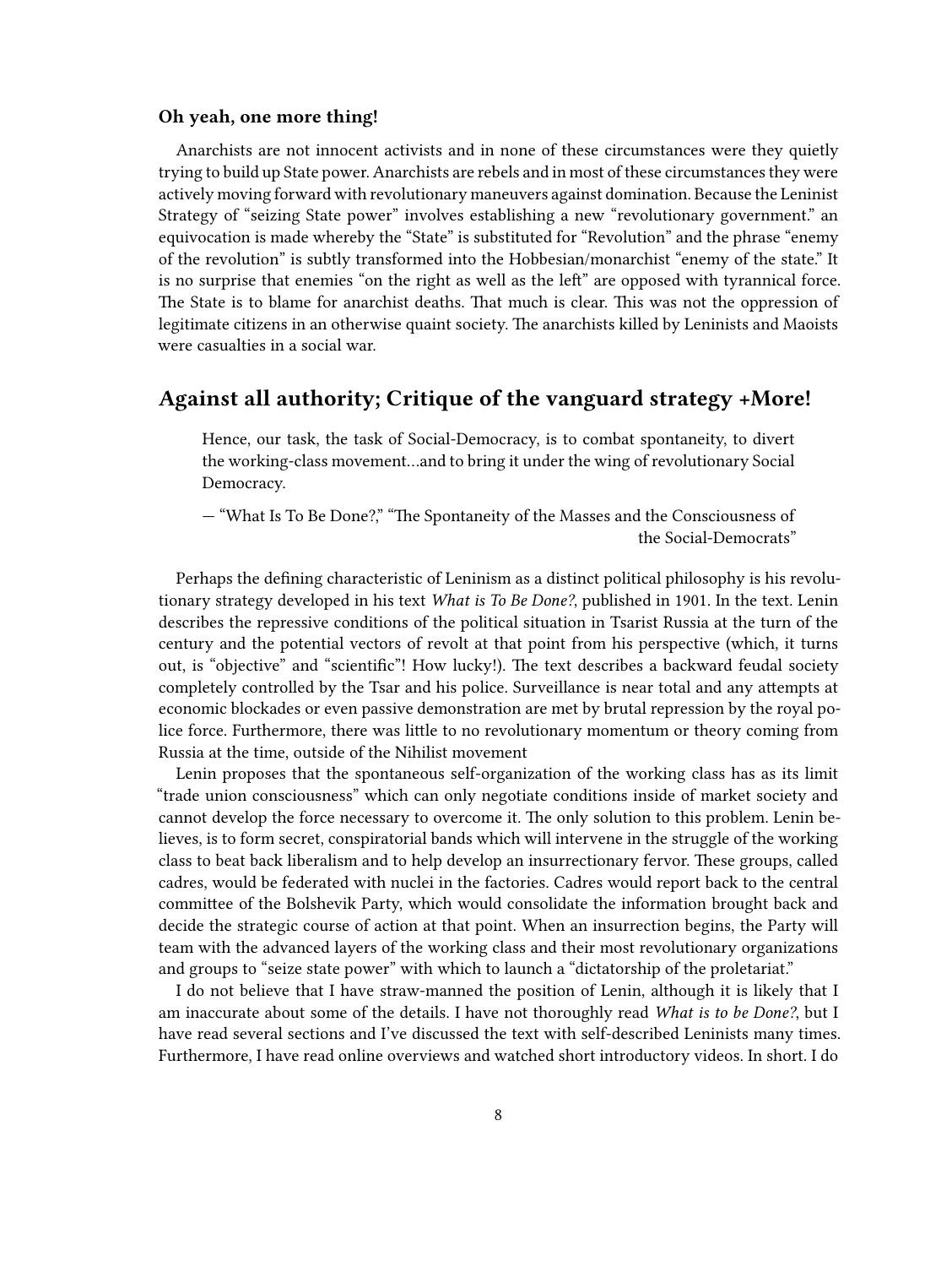**Oh yeah, one more thing!**

Anarchists are not innocent activists and in none of these circumstances were they quietly trying to build up State power. Anarchists are rebels and in most of these circumstances they were actively moving forward with revolutionary maneuvers against domination. Because the Leninist Strategy of "seizing State power" involves establishing a new "revolutionary government." an equivocation is made whereby the "State" is substituted for "Revolution" and the phrase "enemy of the revolution" is subtly transformed into the Hobbesian/monarchist "enemy of the state." It is no surprise that enemies "on the right as well as the left" are opposed with tyrannical force. The State is to blame for anarchist deaths. That much is clear. This was not the oppression of legitimate citizens in an otherwise quaint society. The anarchists killed by Leninists and Maoists were casualties in a social war.

## Against all authority; Critique of the vanguard strategy +More!

> Hence, our task, the task of Social-Democracy, is to combat spontaneity, to divert the working-class movement…and to bring it under the wing of revolutionary Social Democracy.
>
> — "What Is To Be Done?," "The Spontaneity of the Masses and the Consciousness of the Social-Democrats"

Perhaps the defining characteristic of Leninism as a distinct political philosophy is his revolutionary strategy developed in his text *What is To Be Done?*, published in 1901. In the text. Lenin describes the repressive conditions of the political situation in Tsarist Russia at the turn of the century and the potential vectors of revolt at that point from his perspective (which, it turns out, is "objective" and "scientific"! How lucky!). The text describes a backward feudal society completely controlled by the Tsar and his police. Surveillance is near total and any attempts at economic blockades or even passive demonstration are met by brutal repression by the royal police force. Furthermore, there was little to no revolutionary momentum or theory coming from Russia at the time, outside of the Nihilist movement

Lenin proposes that the spontaneous self-organization of the working class has as its limit "trade union consciousness" which can only negotiate conditions inside of market society and cannot develop the force necessary to overcome it. The only solution to this problem. Lenin believes, is to form secret, conspiratorial bands which will intervene in the struggle of the working class to beat back liberalism and to help develop an insurrectionary fervor. These groups, called cadres, would be federated with nuclei in the factories. Cadres would report back to the central committee of the Bolshevik Party, which would consolidate the information brought back and decide the strategic course of action at that point. When an insurrection begins, the Party will team with the advanced layers of the working class and their most revolutionary organizations and groups to "seize state power" with which to launch a "dictatorship of the proletariat."

I do not believe that I have straw-manned the position of Lenin, although it is likely that I am inaccurate about some of the details. I have not thoroughly read *What is to be Done?*, but I have read several sections and I've discussed the text with self-described Leninists many times. Furthermore, I have read online overviews and watched short introductory videos. In short. I do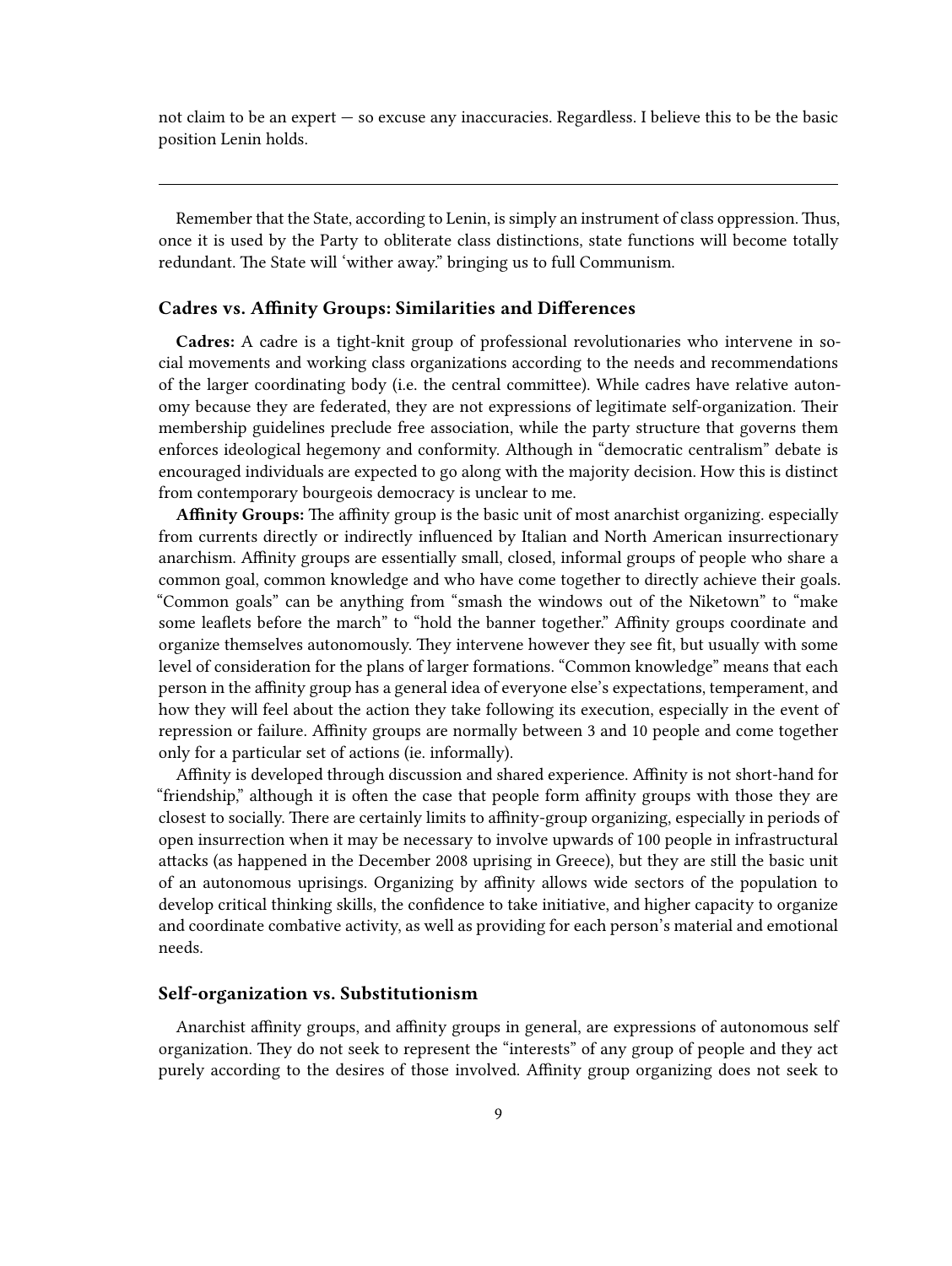not claim to be an expert — so excuse any inaccuracies. Regardless. I believe this to be the basic position Lenin holds.

---

Remember that the State, according to Lenin, is simply an instrument of class oppression. Thus, once it is used by the Party to obliterate class distinctions, state functions will become totally redundant. The State will 'wither away." bringing us to full Communism.

### Cadres vs. Affinity Groups: Similarities and Differences

**Cadres:** A cadre is a tight-knit group of professional revolutionaries who intervene in social movements and working class organizations according to the needs and recommendations of the larger coordinating body (i.e. the central committee). While cadres have relative autonomy because they are federated, they are not expressions of legitimate self-organization. Their membership guidelines preclude free association, while the party structure that governs them enforces ideological hegemony and conformity. Although in "democratic centralism" debate is encouraged individuals are expected to go along with the majority decision. How this is distinct from contemporary bourgeois democracy is unclear to me.

**Affinity Groups:** The affinity group is the basic unit of most anarchist organizing. especially from currents directly or indirectly influenced by Italian and North American insurrectionary anarchism. Affinity groups are essentially small, closed, informal groups of people who share a common goal, common knowledge and who have come together to directly achieve their goals. "Common goals" can be anything from "smash the windows out of the Niketown" to "make some leaflets before the march" to "hold the banner together." Affinity groups coordinate and organize themselves autonomously. They intervene however they see fit, but usually with some level of consideration for the plans of larger formations. "Common knowledge" means that each person in the affinity group has a general idea of everyone else's expectations, temperament, and how they will feel about the action they take following its execution, especially in the event of repression or failure. Affinity groups are normally between 3 and 10 people and come together only for a particular set of actions (ie. informally).

Affinity is developed through discussion and shared experience. Affinity is not short-hand for "friendship," although it is often the case that people form affinity groups with those they are closest to socially. There are certainly limits to affinity-group organizing, especially in periods of open insurrection when it may be necessary to involve upwards of 100 people in infrastructural attacks (as happened in the December 2008 uprising in Greece), but they are still the basic unit of an autonomous uprisings. Organizing by affinity allows wide sectors of the population to develop critical thinking skills, the confidence to take initiative, and higher capacity to organize and coordinate combative activity, as well as providing for each person's material and emotional needs.

### Self-organization vs. Substitutionism

Anarchist affinity groups, and affinity groups in general, are expressions of autonomous self organization. They do not seek to represent the "interests" of any group of people and they act purely according to the desires of those involved. Affinity group organizing does not seek to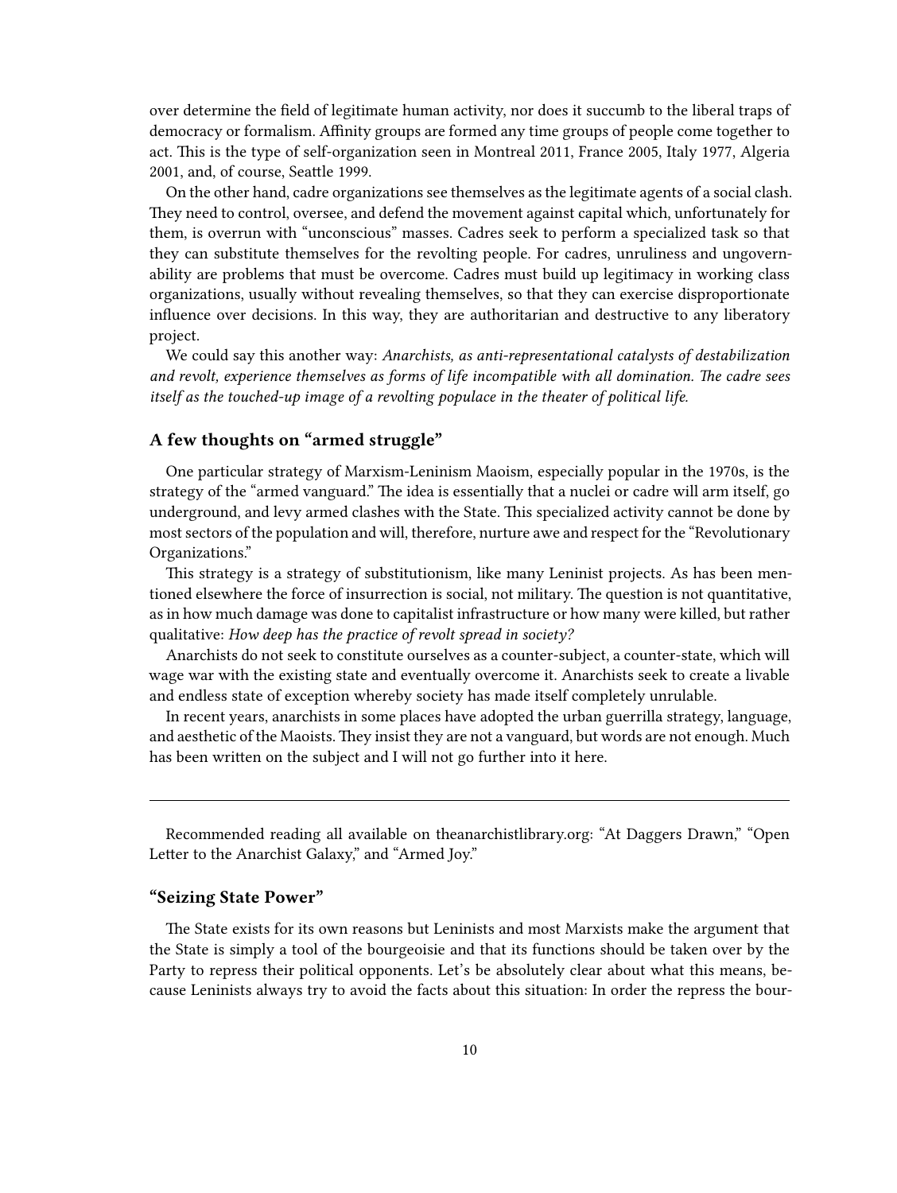over determine the field of legitimate human activity, nor does it succumb to the liberal traps of democracy or formalism. Affinity groups are formed any time groups of people come together to act. This is the type of self-organization seen in Montreal 2011, France 2005, Italy 1977, Algeria 2001, and, of course, Seattle 1999.

On the other hand, cadre organizations see themselves as the legitimate agents of a social clash. They need to control, oversee, and defend the movement against capital which, unfortunately for them, is overrun with "unconscious" masses. Cadres seek to perform a specialized task so that they can substitute themselves for the revolting people. For cadres, unruliness and ungovernability are problems that must be overcome. Cadres must build up legitimacy in working class organizations, usually without revealing themselves, so that they can exercise disproportionate influence over decisions. In this way, they are authoritarian and destructive to any liberatory project.

We could say this another way: *Anarchists, as anti-representational catalysts of destabilization and revolt, experience themselves as forms of life incompatible with all domination. The cadre sees itself as the touched-up image of a revolting populace in the theater of political life.*

### A few thoughts on "armed struggle"

One particular strategy of Marxism-Leninism Maoism, especially popular in the 1970s, is the strategy of the "armed vanguard." The idea is essentially that a nuclei or cadre will arm itself, go underground, and levy armed clashes with the State. This specialized activity cannot be done by most sectors of the population and will, therefore, nurture awe and respect for the "Revolutionary Organizations."

This strategy is a strategy of substitutionism, like many Leninist projects. As has been mentioned elsewhere the force of insurrection is social, not military. The question is not quantitative, as in how much damage was done to capitalist infrastructure or how many were killed, but rather qualitative: *How deep has the practice of revolt spread in society?*

Anarchists do not seek to constitute ourselves as a counter-subject, a counter-state, which will wage war with the existing state and eventually overcome it. Anarchists seek to create a livable and endless state of exception whereby society has made itself completely unrulable.

In recent years, anarchists in some places have adopted the urban guerrilla strategy, language, and aesthetic of the Maoists. They insist they are not a vanguard, but words are not enough. Much has been written on the subject and I will not go further into it here.

---

Recommended reading all available on theanarchistlibrary.org: "At Daggers Drawn," "Open Letter to the Anarchist Galaxy," and "Armed Joy."

### "Seizing State Power"

The State exists for its own reasons but Leninists and most Marxists make the argument that the State is simply a tool of the bourgeoisie and that its functions should be taken over by the Party to repress their political opponents. Let's be absolutely clear about what this means, because Leninists always try to avoid the facts about this situation: In order the repress the bour-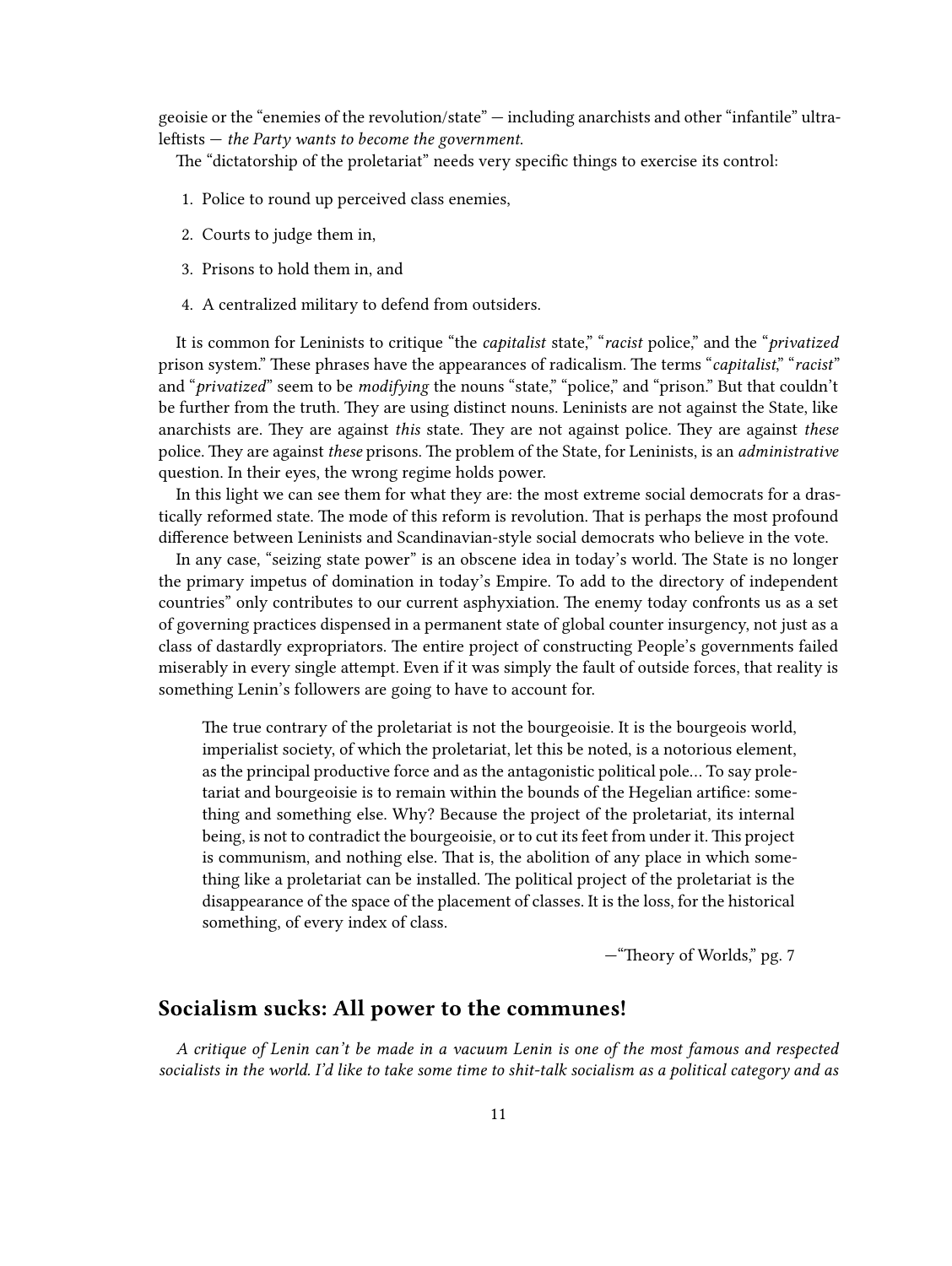geoisie or the "enemies of the revolution/state" — including anarchists and other "infantile" ultra-leftists — *the Party wants to become the government.*

The "dictatorship of the proletariat" needs very specific things to exercise its control:

1. Police to round up perceived class enemies,
2. Courts to judge them in,
3. Prisons to hold them in, and
4. A centralized military to defend from outsiders.

It is common for Leninists to critique "the *capitalist* state," "*racist* police," and the "*privatized* prison system." These phrases have the appearances of radicalism. The terms "*capitalist*," "*racist*" and "*privatized*" seem to be *modifying* the nouns "state," "police," and "prison." But that couldn't be further from the truth. They are using distinct nouns. Leninists are not against the State, like anarchists are. They are against *this* state. They are not against police. They are against *these* police. They are against *these* prisons. The problem of the State, for Leninists, is an *administrative* question. In their eyes, the wrong regime holds power.

In this light we can see them for what they are: the most extreme social democrats for a drastically reformed state. The mode of this reform is revolution. That is perhaps the most profound difference between Leninists and Scandinavian-style social democrats who believe in the vote.

In any case, "seizing state power" is an obscene idea in today's world. The State is no longer the primary impetus of domination in today's Empire. To add to the directory of independent countries" only contributes to our current asphyxiation. The enemy today confronts us as a set of governing practices dispensed in a permanent state of global counter insurgency, not just as a class of dastardly expropriators. The entire project of constructing People's governments failed miserably in every single attempt. Even if it was simply the fault of outside forces, that reality is something Lenin's followers are going to have to account for.

> The true contrary of the proletariat is not the bourgeoisie. It is the bourgeois world, imperialist society, of which the proletariat, let this be noted, is a notorious element, as the principal productive force and as the antagonistic political pole… To say proletariat and bourgeoisie is to remain within the bounds of the Hegelian artifice: something and something else. Why? Because the project of the proletariat, its internal being, is not to contradict the bourgeoisie, or to cut its feet from under it. This project is communism, and nothing else. That is, the abolition of any place in which something like a proletariat can be installed. The political project of the proletariat is the disappearance of the space of the placement of classes. It is the loss, for the historical something, of every index of class.
>
> —"Theory of Worlds," pg. 7

## Socialism sucks: All power to the communes!

*A critique of Lenin can't be made in a vacuum Lenin is one of the most famous and respected socialists in the world. I'd like to take some time to shit-talk socialism as a political category and as*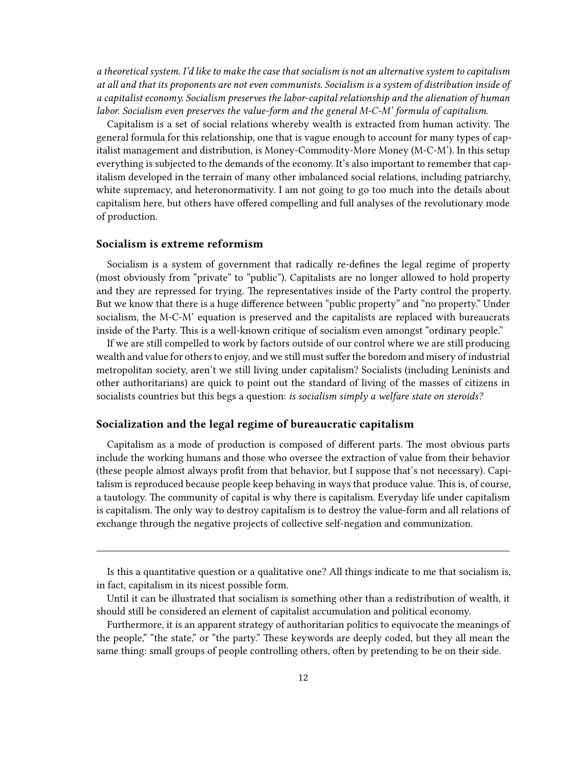*a theoretical system. I'd like to make the case that socialism is not an alternative system to capitalism at all and that its proponents are not even communists. Socialism is a system of distribution inside of a capitalist economy. Socialism preserves the labor-capital relationship and the alienation of human labor. Socialism even preserves the value-form and the general M-C-M' formula of capitalism.*

Capitalism is a set of social relations whereby wealth is extracted from human activity. The general formula for this relationship, one that is vague enough to account for many types of capitalist management and distribution, is Money-Commodity-More Money (M-C-M'). In this setup everything is subjected to the demands of the economy. It's also important to remember that capitalism developed in the terrain of many other imbalanced social relations, including patriarchy, white supremacy, and heteronormativity. I am not going to go too much into the details about capitalism here, but others have offered compelling and full analyses of the revolutionary mode of production.

### Socialism is extreme reformism

Socialism is a system of government that radically re-defines the legal regime of property (most obviously from "private" to "public"). Capitalists are no longer allowed to hold property and they are repressed for trying. The representatives inside of the Party control the property. But we know that there is a huge difference between "public property" and "no property." Under socialism, the M-C-M' equation is preserved and the capitalists are replaced with bureaucrats inside of the Party. This is a well-known critique of socialism even amongst "ordinary people."

If we are still compelled to work by factors outside of our control where we are still producing wealth and value for others to enjoy, and we still must suffer the boredom and misery of industrial metropolitan society, aren't we still living under capitalism? Socialists (including Leninists and other authoritarians) are quick to point out the standard of living of the masses of citizens in socialists countries but this begs a question: *is socialism simply a welfare state on steroids?*

### Socialization and the legal regime of bureaucratic capitalism

Capitalism as a mode of production is composed of different parts. The most obvious parts include the working humans and those who oversee the extraction of value from their behavior (these people almost always profit from that behavior, but I suppose that's not necessary). Capitalism is reproduced because people keep behaving in ways that produce value. This is, of course, a tautology. The community of capital is why there is capitalism. Everyday life under capitalism is capitalism. The only way to destroy capitalism is to destroy the value-form and all relations of exchange through the negative projects of collective self-negation and communization.

---

Is this a quantitative question or a qualitative one? All things indicate to me that socialism is, in fact, capitalism in its nicest possible form.

Until it can be illustrated that socialism is something other than a redistribution of wealth, it should still be considered an element of capitalist accumulation and political economy.

Furthermore, it is an apparent strategy of authoritarian politics to equivocate the meanings of the people," "the state," or "the party." These keywords are deeply coded, but they all mean the same thing: small groups of people controlling others, often by pretending to be on their side.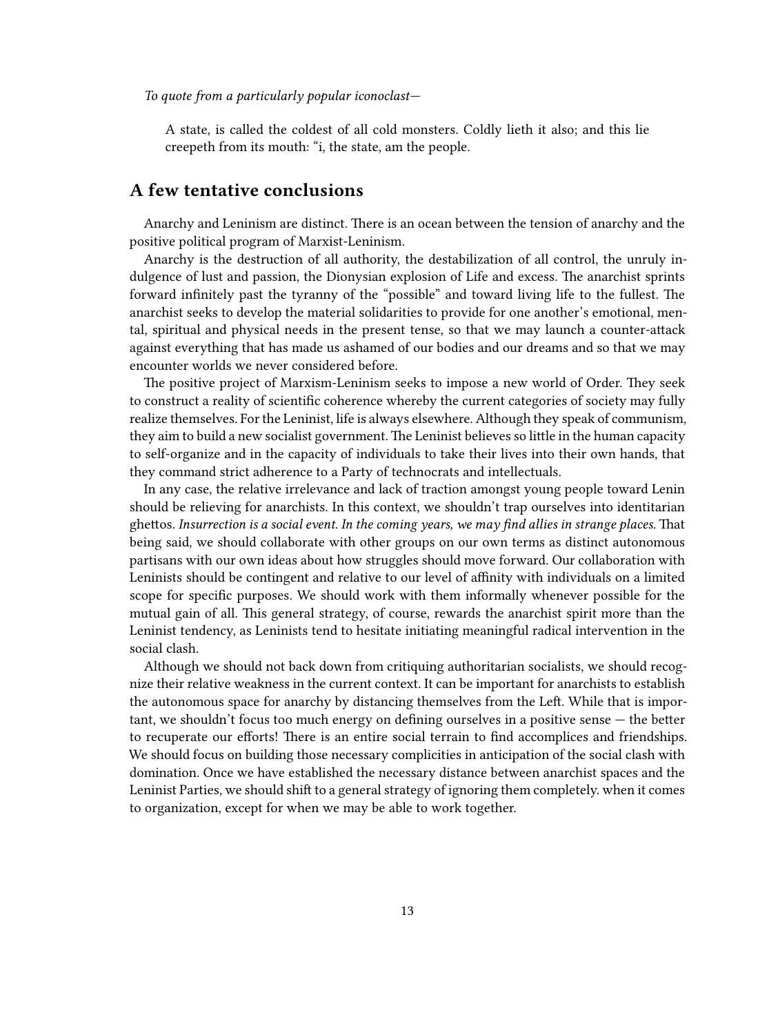*To quote from a particularly popular iconoclast—*

> A state, is called the coldest of all cold monsters. Coldly lieth it also; and this lie creepeth from its mouth: "i, the state, am the people.

## A few tentative conclusions

Anarchy and Leninism are distinct. There is an ocean between the tension of anarchy and the positive political program of Marxist-Leninism.

Anarchy is the destruction of all authority, the destabilization of all control, the unruly indulgence of lust and passion, the Dionysian explosion of Life and excess. The anarchist sprints forward infinitely past the tyranny of the "possible" and toward living life to the fullest. The anarchist seeks to develop the material solidarities to provide for one another's emotional, mental, spiritual and physical needs in the present tense, so that we may launch a counter-attack against everything that has made us ashamed of our bodies and our dreams and so that we may encounter worlds we never considered before.

The positive project of Marxism-Leninism seeks to impose a new world of Order. They seek to construct a reality of scientific coherence whereby the current categories of society may fully realize themselves. For the Leninist, life is always elsewhere. Although they speak of communism, they aim to build a new socialist government. The Leninist believes so little in the human capacity to self-organize and in the capacity of individuals to take their lives into their own hands, that they command strict adherence to a Party of technocrats and intellectuals.

In any case, the relative irrelevance and lack of traction amongst young people toward Lenin should be relieving for anarchists. In this context, we shouldn't trap ourselves into identitarian ghettos. *Insurrection is a social event. In the coming years, we may find allies in strange places.* That being said, we should collaborate with other groups on our own terms as distinct autonomous partisans with our own ideas about how struggles should move forward. Our collaboration with Leninists should be contingent and relative to our level of affinity with individuals on a limited scope for specific purposes. We should work with them informally whenever possible for the mutual gain of all. This general strategy, of course, rewards the anarchist spirit more than the Leninist tendency, as Leninists tend to hesitate initiating meaningful radical intervention in the social clash.

Although we should not back down from critiquing authoritarian socialists, we should recognize their relative weakness in the current context. It can be important for anarchists to establish the autonomous space for anarchy by distancing themselves from the Left. While that is important, we shouldn't focus too much energy on defining ourselves in a positive sense — the better to recuperate our efforts! There is an entire social terrain to find accomplices and friendships. We should focus on building those necessary complicities in anticipation of the social clash with domination. Once we have established the necessary distance between anarchist spaces and the Leninist Parties, we should shift to a general strategy of ignoring them completely. when it comes to organization, except for when we may be able to work together.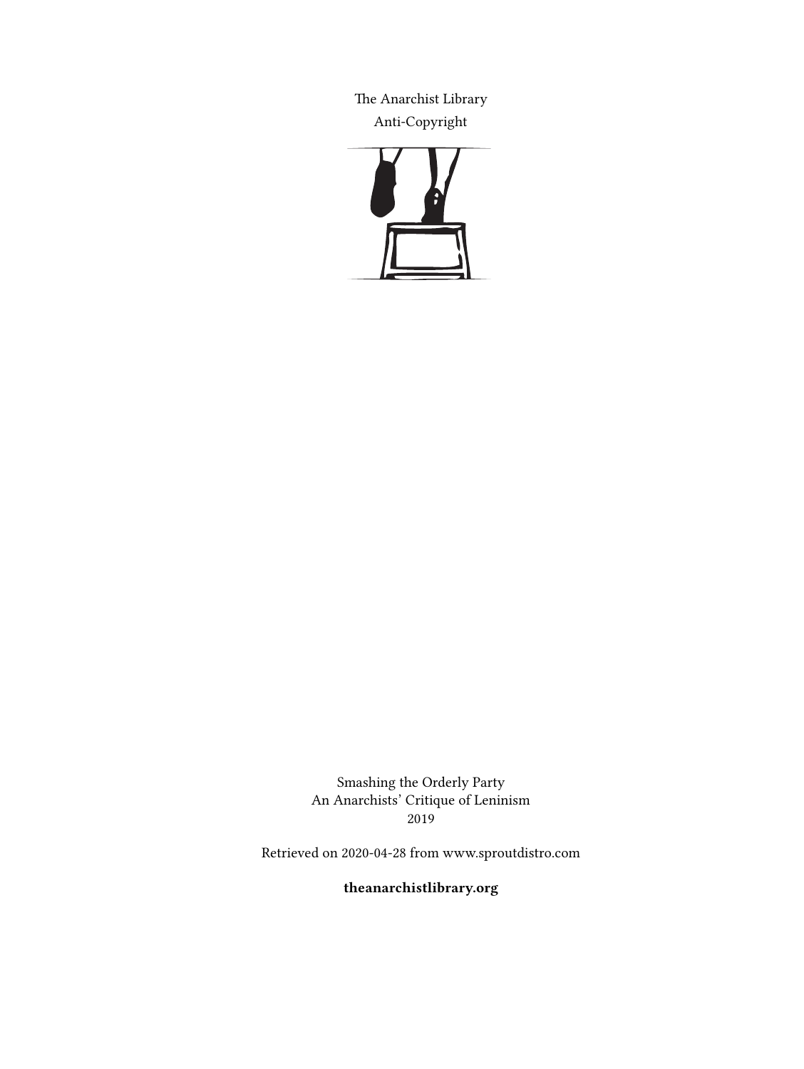The Anarchist Library
Anti-Copyright

Smashing the Orderly Party
An Anarchists' Critique of Leninism
2019

Retrieved on 2020-04-28 from www.sproutdistro.com

**theanarchistlibrary.org**